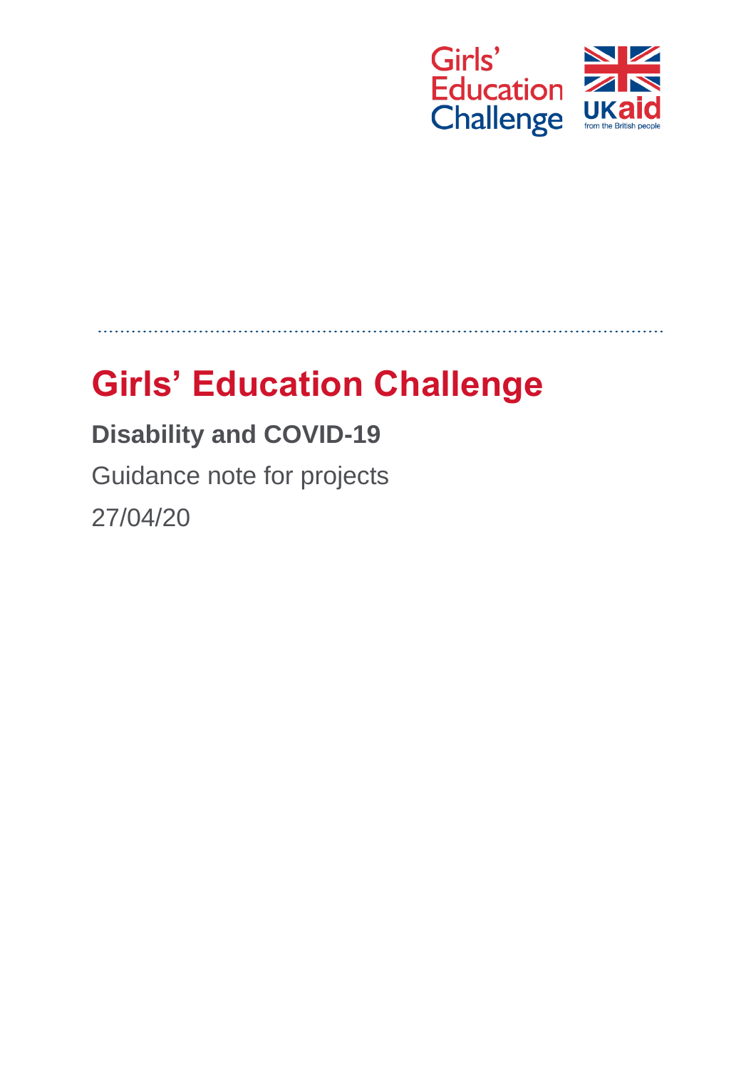# Girls' Education Challenge

## Disability and COVID-19

Guidance note for projects

27/04/20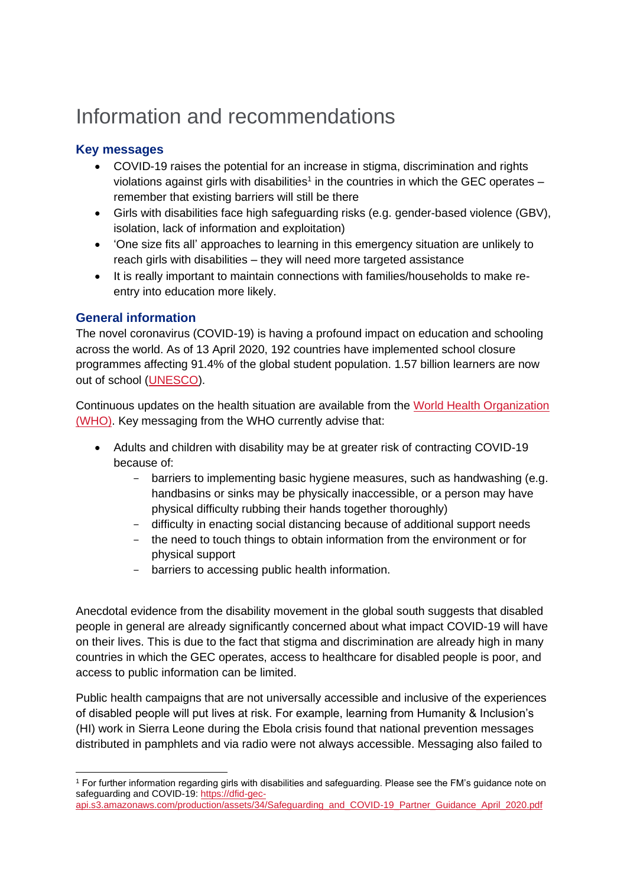# Information and recommendations

### Key messages

- COVID-19 raises the potential for an increase in stigma, discrimination and rights violations against girls with disabilities[1] in the countries in which the GEC operates – remember that existing barriers will still be there
- Girls with disabilities face high safeguarding risks (e.g. gender-based violence (GBV), isolation, lack of information and exploitation)
- 'One size fits all' approaches to learning in this emergency situation are unlikely to reach girls with disabilities – they will need more targeted assistance
- It is really important to maintain connections with families/households to make re-entry into education more likely.

### General information

The novel coronavirus (COVID-19) is having a profound impact on education and schooling across the world. As of 13 April 2020, 192 countries have implemented school closure programmes affecting 91.4% of the global student population. 1.57 billion learners are now out of school (UNESCO).

Continuous updates on the health situation are available from the World Health Organization (WHO). Key messaging from the WHO currently advise that:

- Adults and children with disability may be at greater risk of contracting COVID-19 because of:
  - barriers to implementing basic hygiene measures, such as handwashing (e.g. handbasins or sinks may be physically inaccessible, or a person may have physical difficulty rubbing their hands together thoroughly)
  - difficulty in enacting social distancing because of additional support needs
  - the need to touch things to obtain information from the environment or for physical support
  - barriers to accessing public health information.

Anecdotal evidence from the disability movement in the global south suggests that disabled people in general are already significantly concerned about what impact COVID-19 will have on their lives. This is due to the fact that stigma and discrimination are already high in many countries in which the GEC operates, access to healthcare for disabled people is poor, and access to public information can be limited.

Public health campaigns that are not universally accessible and inclusive of the experiences of disabled people will put lives at risk. For example, learning from Humanity & Inclusion's (HI) work in Sierra Leone during the Ebola crisis found that national prevention messages distributed in pamphlets and via radio were not always accessible. Messaging also failed to

---

[1] For further information regarding girls with disabilities and safeguarding. Please see the FM's guidance note on safeguarding and COVID-19: https://dfid-gec-api.s3.amazonaws.com/production/assets/34/Safeguarding_and_COVID-19_Partner_Guidance_April_2020.pdf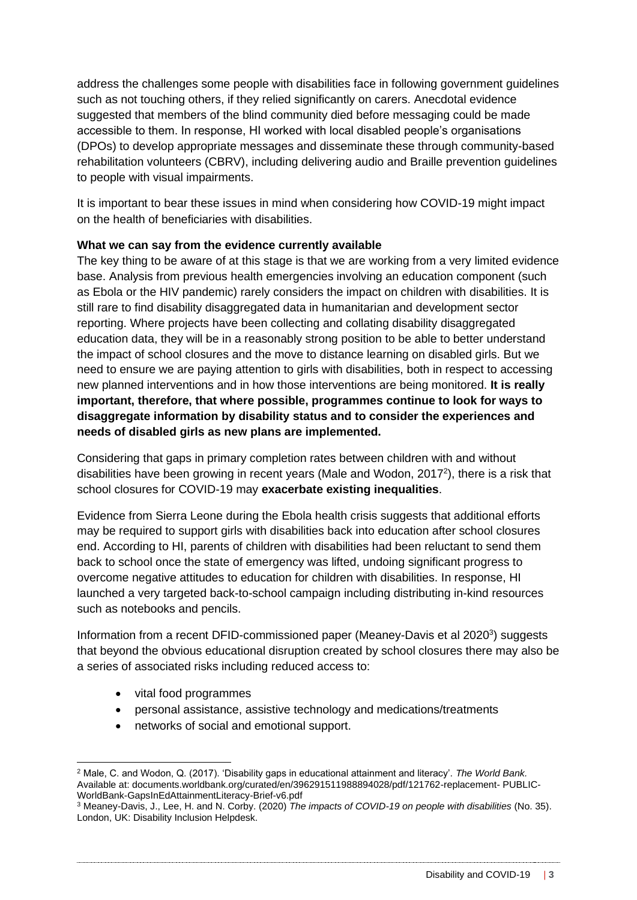address the challenges some people with disabilities face in following government guidelines such as not touching others, if they relied significantly on carers. Anecdotal evidence suggested that members of the blind community died before messaging could be made accessible to them. In response, HI worked with local disabled people's organisations (DPOs) to develop appropriate messages and disseminate these through community-based rehabilitation volunteers (CBRV), including delivering audio and Braille prevention guidelines to people with visual impairments.

It is important to bear these issues in mind when considering how COVID-19 might impact on the health of beneficiaries with disabilities.

**What we can say from the evidence currently available**

The key thing to be aware of at this stage is that we are working from a very limited evidence base. Analysis from previous health emergencies involving an education component (such as Ebola or the HIV pandemic) rarely considers the impact on children with disabilities. It is still rare to find disability disaggregated data in humanitarian and development sector reporting. Where projects have been collecting and collating disability disaggregated education data, they will be in a reasonably strong position to be able to better understand the impact of school closures and the move to distance learning on disabled girls. But we need to ensure we are paying attention to girls with disabilities, both in respect to accessing new planned interventions and in how those interventions are being monitored. **It is really important, therefore, that where possible, programmes continue to look for ways to disaggregate information by disability status and to consider the experiences and needs of disabled girls as new plans are implemented.**

Considering that gaps in primary completion rates between children with and without disabilities have been growing in recent years (Male and Wodon, 2017[2]), there is a risk that school closures for COVID-19 may **exacerbate existing inequalities**.

Evidence from Sierra Leone during the Ebola health crisis suggests that additional efforts may be required to support girls with disabilities back into education after school closures end. According to HI, parents of children with disabilities had been reluctant to send them back to school once the state of emergency was lifted, undoing significant progress to overcome negative attitudes to education for children with disabilities. In response, HI launched a very targeted back-to-school campaign including distributing in-kind resources such as notebooks and pencils.

Information from a recent DFID-commissioned paper (Meaney-Davis et al 2020[3]) suggests that beyond the obvious educational disruption created by school closures there may also be a series of associated risks including reduced access to:

- vital food programmes
- personal assistance, assistive technology and medications/treatments
- networks of social and emotional support.

[2] Male, C. and Wodon, Q. (2017). 'Disability gaps in educational attainment and literacy'. *The World Bank.* Available at: documents.worldbank.org/curated/en/396291511988894028/pdf/121762-replacement- PUBLIC-WorldBank-GapsInEdAttainmentLiteracy-Brief-v6.pdf

[3] Meaney-Davis, J., Lee, H. and N. Corby. (2020) *The impacts of COVID-19 on people with disabilities* (No. 35). London, UK: Disability Inclusion Helpdesk.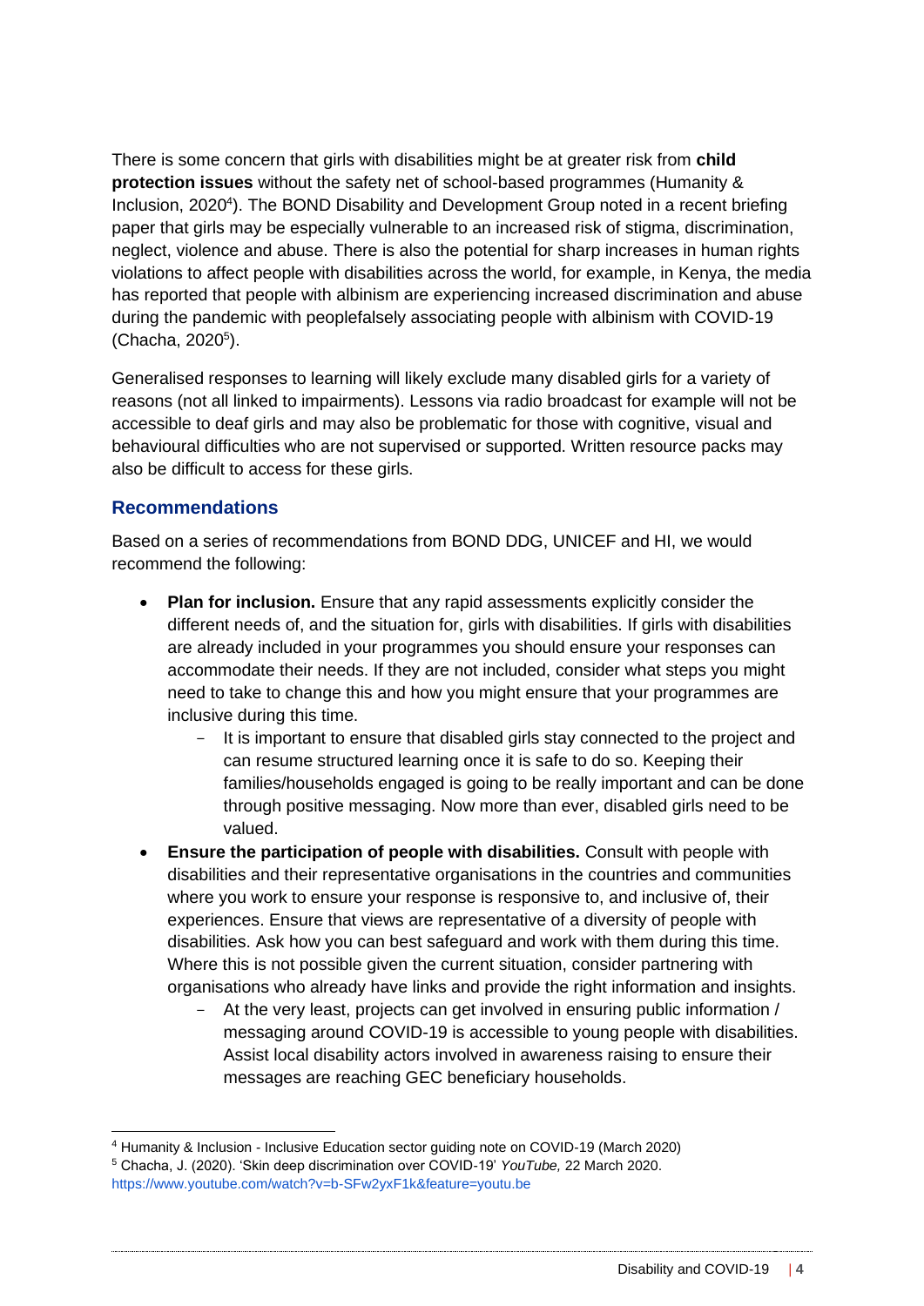There is some concern that girls with disabilities might be at greater risk from **child protection issues** without the safety net of school-based programmes (Humanity & Inclusion, 2020[4]). The BOND Disability and Development Group noted in a recent briefing paper that girls may be especially vulnerable to an increased risk of stigma, discrimination, neglect, violence and abuse. There is also the potential for sharp increases in human rights violations to affect people with disabilities across the world, for example, in Kenya, the media has reported that people with albinism are experiencing increased discrimination and abuse during the pandemic with peoplefalsely associating people with albinism with COVID-19 (Chacha, 2020[5]).

Generalised responses to learning will likely exclude many disabled girls for a variety of reasons (not all linked to impairments). Lessons via radio broadcast for example will not be accessible to deaf girls and may also be problematic for those with cognitive, visual and behavioural difficulties who are not supervised or supported. Written resource packs may also be difficult to access for these girls.

## Recommendations

Based on a series of recommendations from BOND DDG, UNICEF and HI, we would recommend the following:

- **Plan for inclusion.** Ensure that any rapid assessments explicitly consider the different needs of, and the situation for, girls with disabilities. If girls with disabilities are already included in your programmes you should ensure your responses can accommodate their needs. If they are not included, consider what steps you might need to take to change this and how you might ensure that your programmes are inclusive during this time.
  - It is important to ensure that disabled girls stay connected to the project and can resume structured learning once it is safe to do so. Keeping their families/households engaged is going to be really important and can be done through positive messaging. Now more than ever, disabled girls need to be valued.
- **Ensure the participation of people with disabilities.** Consult with people with disabilities and their representative organisations in the countries and communities where you work to ensure your response is responsive to, and inclusive of, their experiences. Ensure that views are representative of a diversity of people with disabilities. Ask how you can best safeguard and work with them during this time. Where this is not possible given the current situation, consider partnering with organisations who already have links and provide the right information and insights.
  - At the very least, projects can get involved in ensuring public information / messaging around COVID-19 is accessible to young people with disabilities. Assist local disability actors involved in awareness raising to ensure their messages are reaching GEC beneficiary households.

---

[4] Humanity & Inclusion - Inclusive Education sector guiding note on COVID-19 (March 2020)

[5] Chacha, J. (2020). 'Skin deep discrimination over COVID-19' *YouTube,* 22 March 2020. https://www.youtube.com/watch?v=b-SFw2yxF1k&feature=youtu.be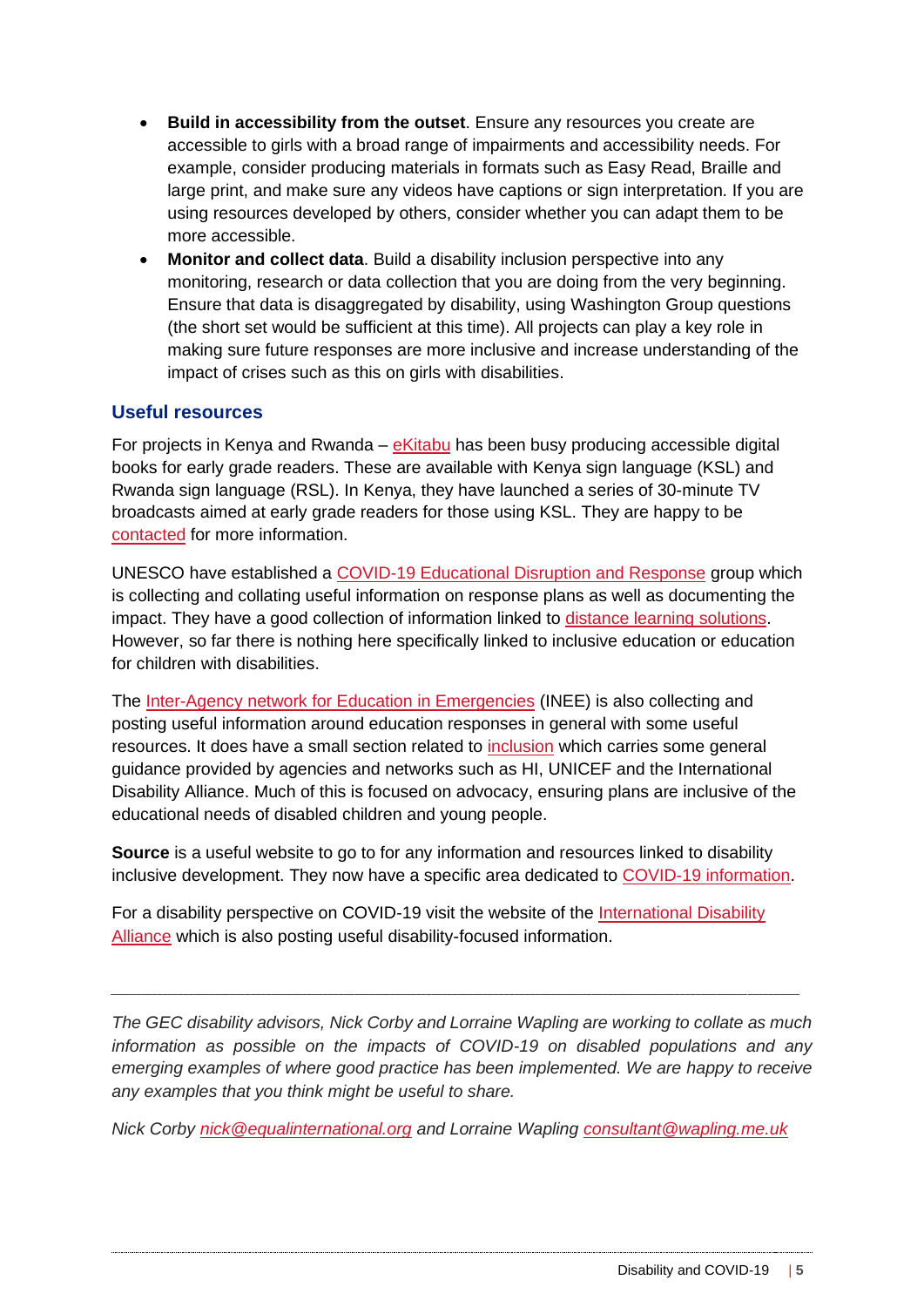- **Build in accessibility from the outset**. Ensure any resources you create are accessible to girls with a broad range of impairments and accessibility needs. For example, consider producing materials in formats such as Easy Read, Braille and large print, and make sure any videos have captions or sign interpretation. If you are using resources developed by others, consider whether you can adapt them to be more accessible.
- **Monitor and collect data**. Build a disability inclusion perspective into any monitoring, research or data collection that you are doing from the very beginning. Ensure that data is disaggregated by disability, using Washington Group questions (the short set would be sufficient at this time). All projects can play a key role in making sure future responses are more inclusive and increase understanding of the impact of crises such as this on girls with disabilities.

## Useful resources

For projects in Kenya and Rwanda – eKitabu has been busy producing accessible digital books for early grade readers. These are available with Kenya sign language (KSL) and Rwanda sign language (RSL). In Kenya, they have launched a series of 30-minute TV broadcasts aimed at early grade readers for those using KSL. They are happy to be contacted for more information.

UNESCO have established a COVID-19 Educational Disruption and Response group which is collecting and collating useful information on response plans as well as documenting the impact. They have a good collection of information linked to distance learning solutions. However, so far there is nothing here specifically linked to inclusive education or education for children with disabilities.

The Inter-Agency network for Education in Emergencies (INEE) is also collecting and posting useful information around education responses in general with some useful resources. It does have a small section related to inclusion which carries some general guidance provided by agencies and networks such as HI, UNICEF and the International Disability Alliance. Much of this is focused on advocacy, ensuring plans are inclusive of the educational needs of disabled children and young people.

**Source** is a useful website to go to for any information and resources linked to disability inclusive development. They now have a specific area dedicated to COVID-19 information.

For a disability perspective on COVID-19 visit the website of the International Disability Alliance which is also posting useful disability-focused information.

---

*The GEC disability advisors, Nick Corby and Lorraine Wapling are working to collate as much information as possible on the impacts of COVID-19 on disabled populations and any emerging examples of where good practice has been implemented. We are happy to receive any examples that you think might be useful to share.*

*Nick Corby nick@equalinternational.org and Lorraine Wapling consultant@wapling.me.uk*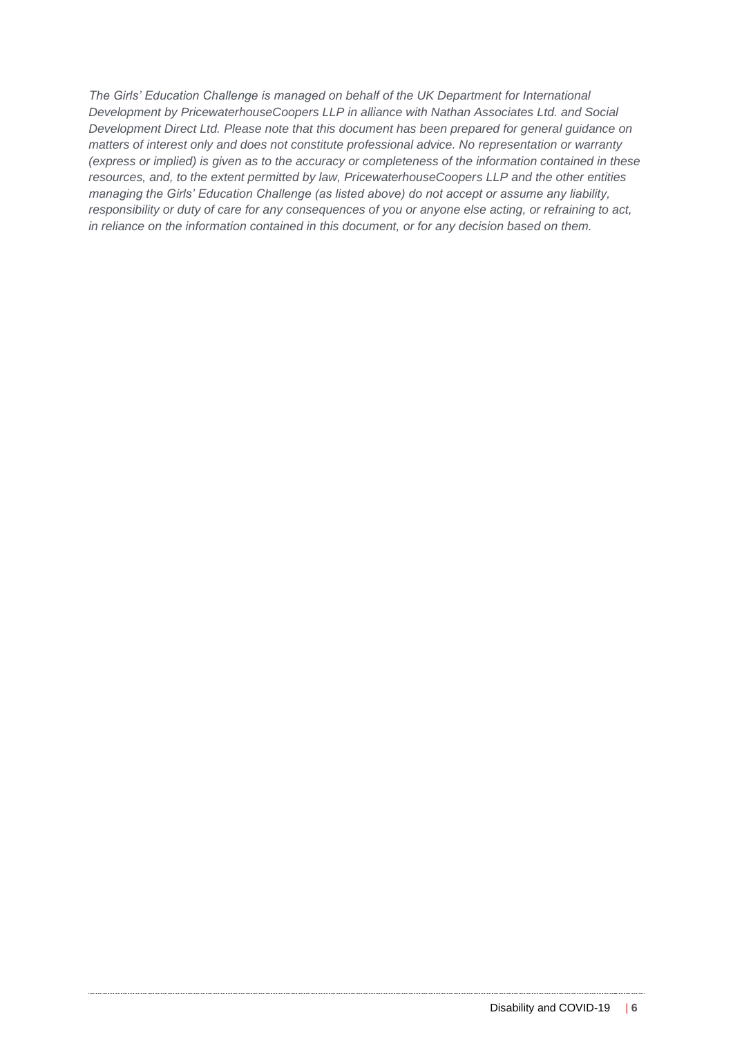*The Girls' Education Challenge is managed on behalf of the UK Department for International Development by PricewaterhouseCoopers LLP in alliance with Nathan Associates Ltd. and Social Development Direct Ltd. Please note that this document has been prepared for general guidance on matters of interest only and does not constitute professional advice. No representation or warranty (express or implied) is given as to the accuracy or completeness of the information contained in these resources, and, to the extent permitted by law, PricewaterhouseCoopers LLP and the other entities managing the Girls' Education Challenge (as listed above) do not accept or assume any liability, responsibility or duty of care for any consequences of you or anyone else acting, or refraining to act, in reliance on the information contained in this document, or for any decision based on them.*